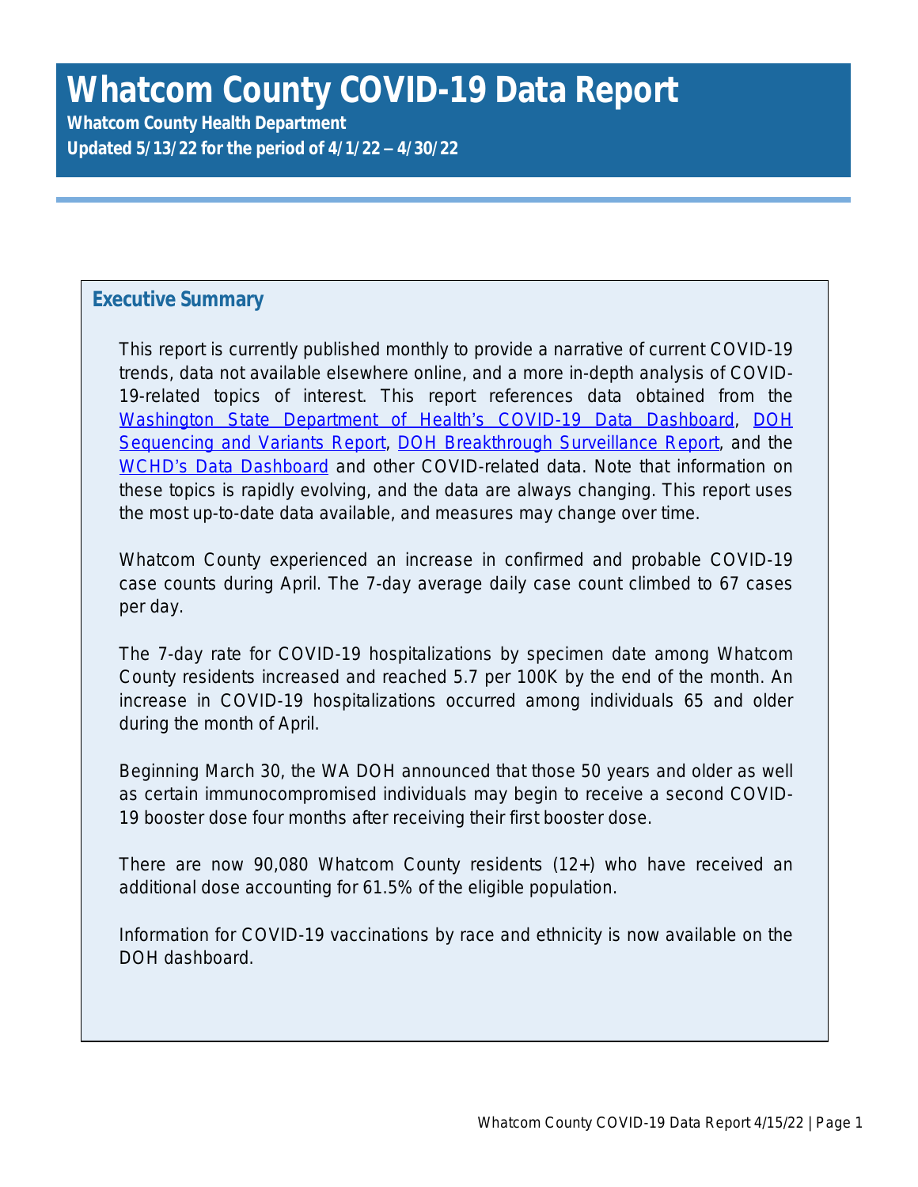# Whatcom County COVID-19 Data Report

**Whatcom County Health Department**

**Updated 5/13/22 for the period of 4/1/22 – 4/30/22**

## Executive Summary

This report is currently published monthly to provide a narrative of current COVID-19 trends, data not available elsewhere online, and a more in-depth analysis of COVID-19-related topics of interest. This report references data obtained from the Washington State Department of Health's COVID-19 Data Dashboard, DOH Sequencing and Variants Report, DOH Breakthrough Surveillance Report, and the WCHD's Data Dashboard and other COVID-related data. Note that information on these topics is rapidly evolving, and the data are always changing. This report uses the most up-to-date data available, and measures may change over time.

Whatcom County experienced an increase in confirmed and probable COVID-19 case counts during April. The 7-day average daily case count climbed to 67 cases per day.

The 7-day rate for COVID-19 hospitalizations by specimen date among Whatcom County residents increased and reached 5.7 per 100K by the end of the month. An increase in COVID-19 hospitalizations occurred among individuals 65 and older during the month of April.

Beginning March 30, the WA DOH announced that those 50 years and older as well as certain immunocompromised individuals may begin to receive a second COVID-19 booster dose four months after receiving their first booster dose.

There are now 90,080 Whatcom County residents (12+) who have received an additional dose accounting for 61.5% of the eligible population.

Information for COVID-19 vaccinations by race and ethnicity is now available on the DOH dashboard.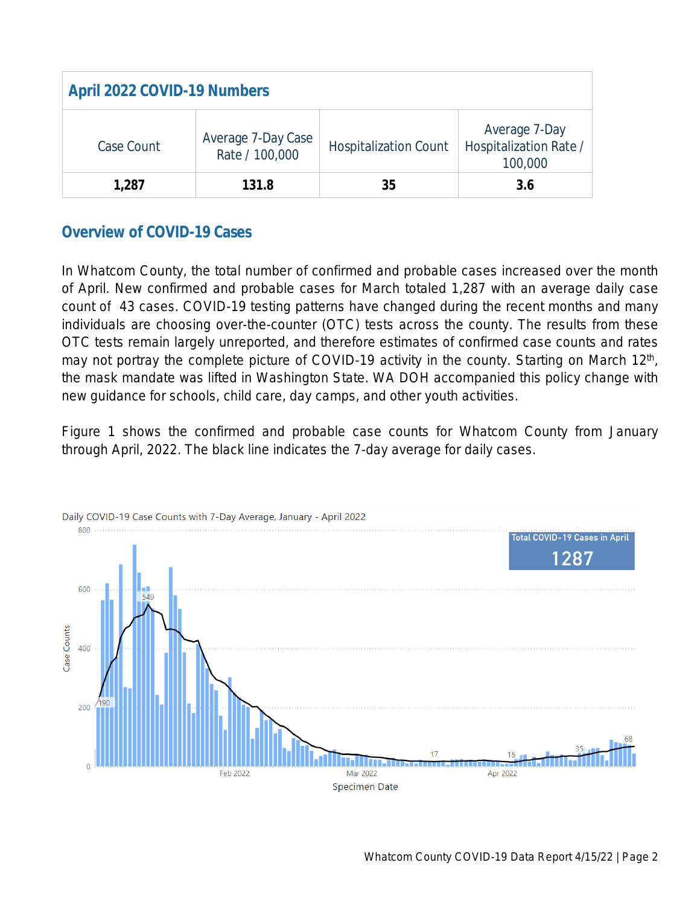| April 2022 COVID-19 Numbers | | | |
|---|---|---|---|
| Case Count | Average 7-Day Case Rate / 100,000 | Hospitalization Count | Average 7-Day Hospitalization Rate / 100,000 |
| **1,287** | **131.8** | **35** | **3.6** |

## Overview of COVID-19 Cases

In Whatcom County, the total number of confirmed and probable cases increased over the month of April. New confirmed and probable cases for March totaled 1,287 with an average daily case count of 43 cases. COVID-19 testing patterns have changed during the recent months and many individuals are choosing over-the-counter (OTC) tests across the county. The results from these OTC tests remain largely unreported, and therefore estimates of confirmed case counts and rates may not portray the complete picture of COVID-19 activity in the county. Starting on March 12th, the mask mandate was lifted in Washington State. WA DOH accompanied this policy change with new guidance for schools, child care, day camps, and other youth activities.

Figure 1 shows the confirmed and probable case counts for Whatcom County from January through April, 2022. The black line indicates the 7-day average for daily cases.

Daily COVID-19 Case Counts with 7-Day Average, January - April 2022

Total COVID-19 Cases in April: 1287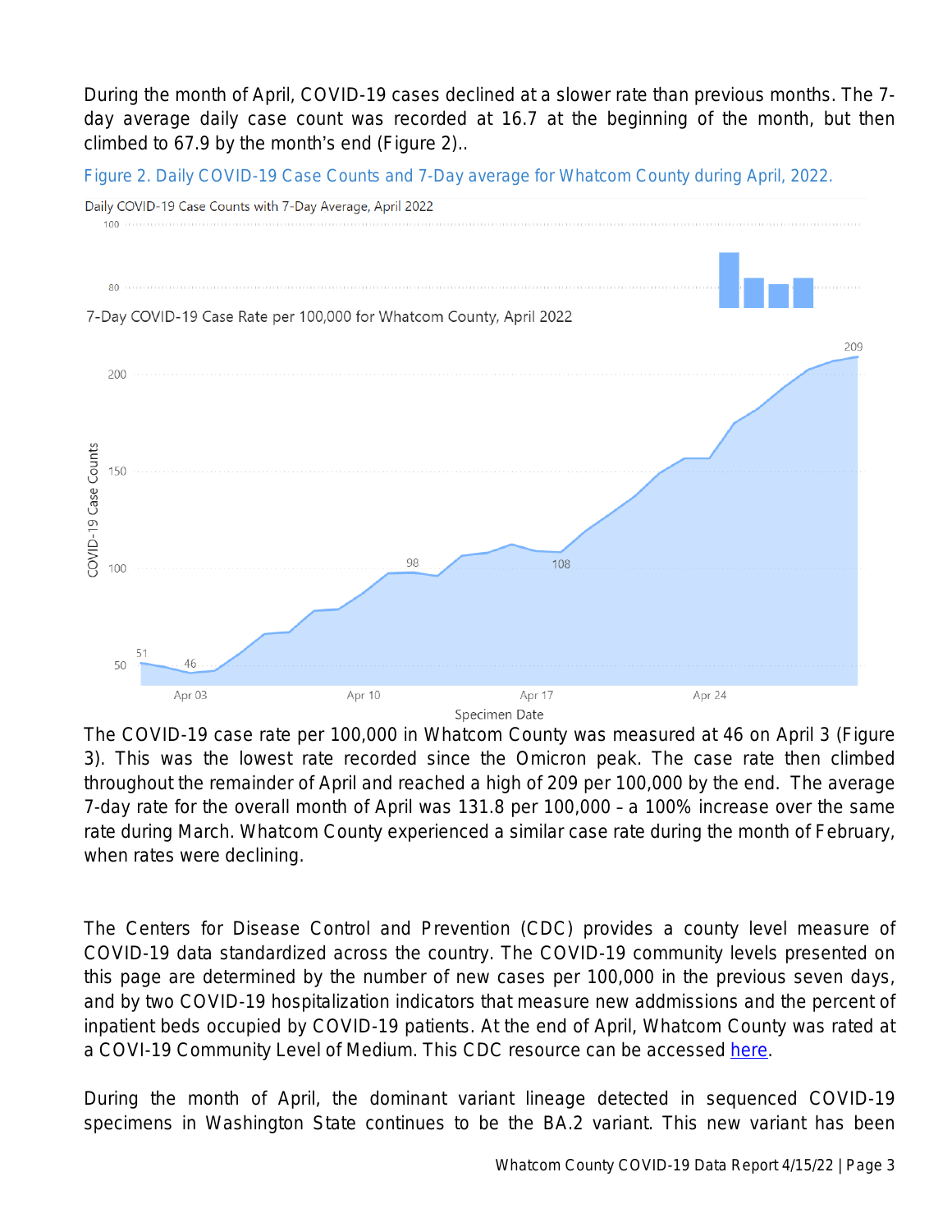During the month of April, COVID-19 cases declined at a slower rate than previous months. The 7-day average daily case count was recorded at 16.7 at the beginning of the month, but then climbed to 67.9 by the month's end (Figure 2)..

Figure 2. Daily COVID-19 Case Counts and 7-Day average for Whatcom County during April, 2022.

The COVID-19 case rate per 100,000 in Whatcom County was measured at 46 on April 3 (Figure 3). This was the lowest rate recorded since the Omicron peak. The case rate then climbed throughout the remainder of April and reached a high of 209 per 100,000 by the end. The average 7-day rate for the overall month of April was 131.8 per 100,000 – a 100% increase over the same rate during March. Whatcom County experienced a similar case rate during the month of February, when rates were declining.

The Centers for Disease Control and Prevention (CDC) provides a county level measure of COVID-19 data standardized across the country. The COVID-19 community levels presented on this page are determined by the number of new cases per 100,000 in the previous seven days, and by two COVID-19 hospitalization indicators that measure new addmissions and the percent of inpatient beds occupied by COVID-19 patients. At the end of April, Whatcom County was rated at a COVI-19 Community Level of Medium. This CDC resource can be accessed here.

During the month of April, the dominant variant lineage detected in sequenced COVID-19 specimens in Washington State continues to be the BA.2 variant. This new variant has been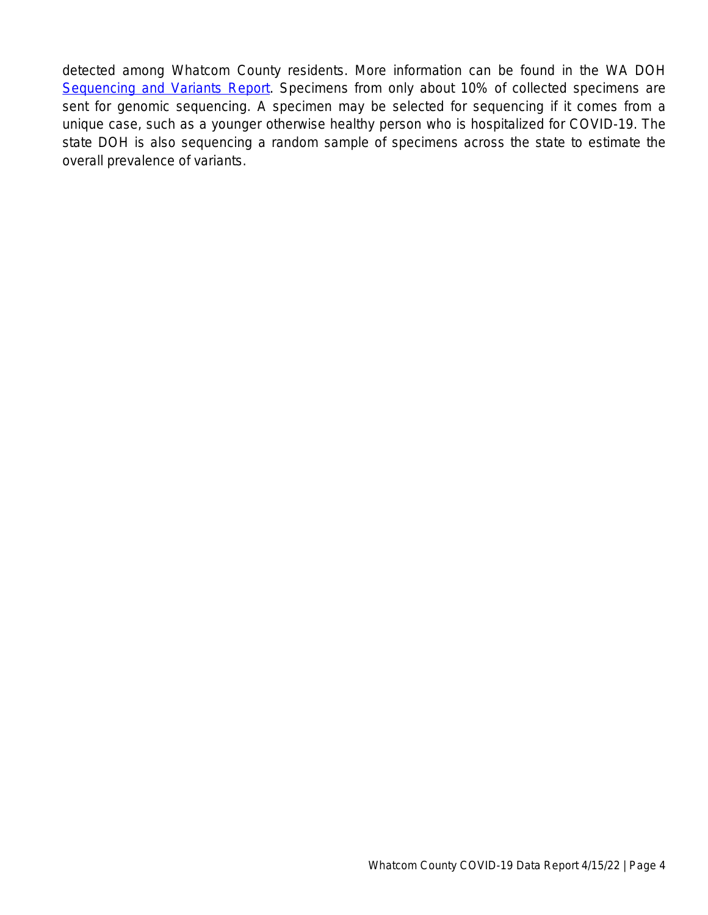detected among Whatcom County residents. More information can be found in the WA DOH [Sequencing and Variants Report](). Specimens from only about 10% of collected specimens are sent for genomic sequencing. A specimen may be selected for sequencing if it comes from a unique case, such as a younger otherwise healthy person who is hospitalized for COVID-19. The state DOH is also sequencing a random sample of specimens across the state to estimate the overall prevalence of variants.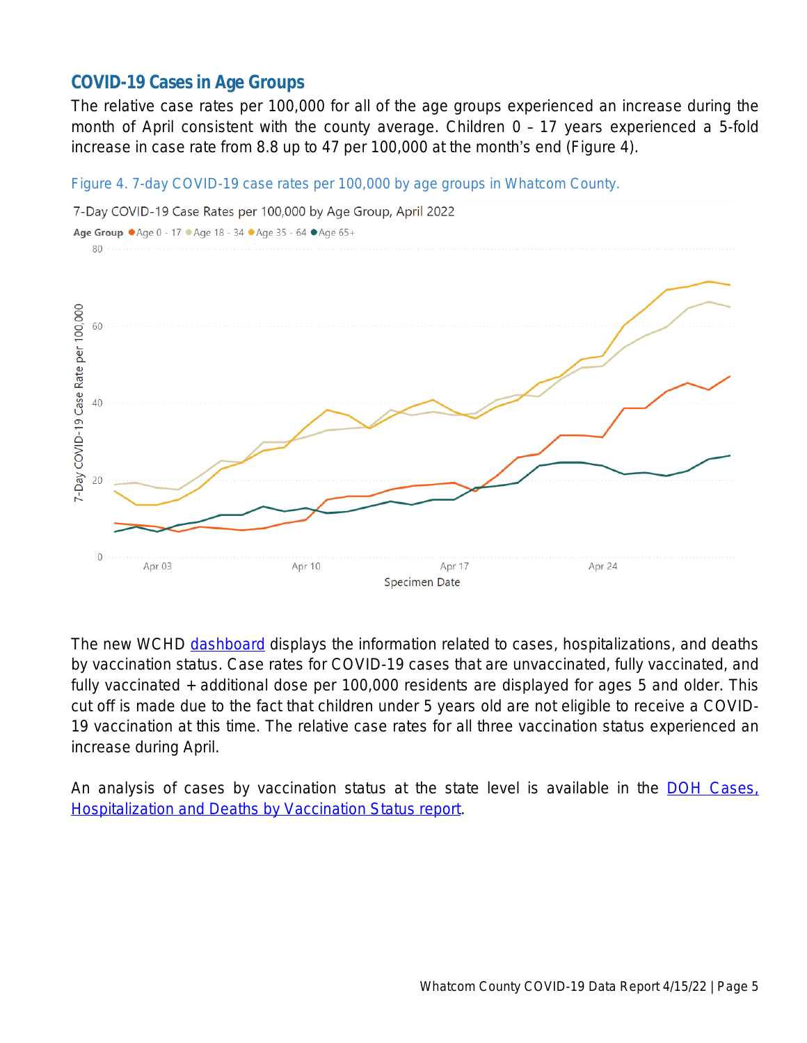## COVID-19 Cases in Age Groups

The relative case rates per 100,000 for all of the age groups experienced an increase during the month of April consistent with the county average. Children 0 – 17 years experienced a 5-fold increase in case rate from 8.8 up to 47 per 100,000 at the month's end (Figure 4).

Figure 4. 7-day COVID-19 case rates per 100,000 by age groups in Whatcom County.

The new WCHD [dashboard](#) displays the information related to cases, hospitalizations, and deaths by vaccination status. Case rates for COVID-19 cases that are unvaccinated, fully vaccinated, and fully vaccinated + additional dose per 100,000 residents are displayed for ages 5 and older. This cut off is made due to the fact that children under 5 years old are not eligible to receive a COVID-19 vaccination at this time. The relative case rates for all three vaccination status experienced an increase during April.

An analysis of cases by vaccination status at the state level is available in the [DOH Cases, Hospitalization and Deaths by Vaccination Status report](#).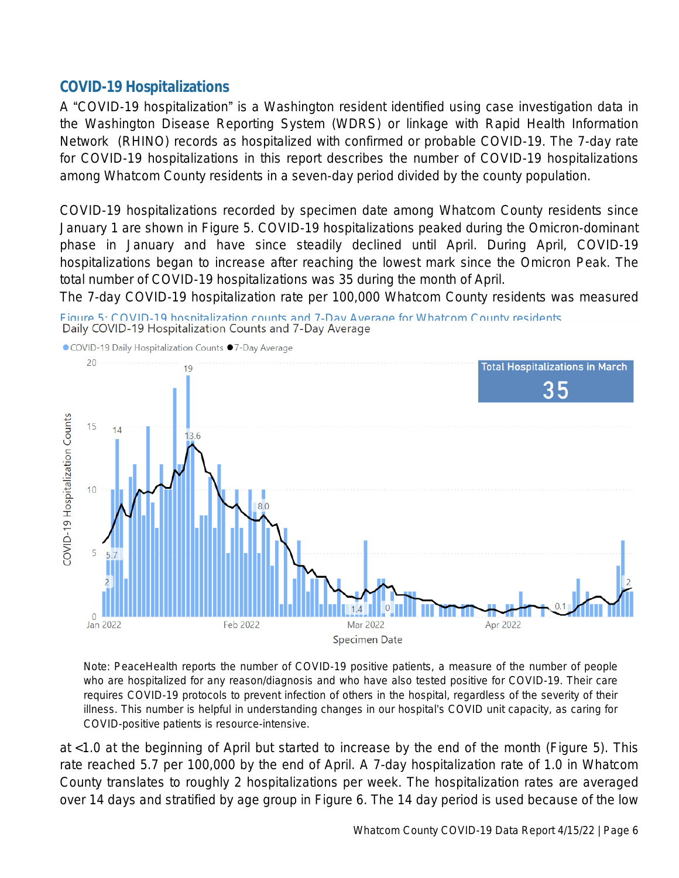## COVID-19 Hospitalizations

A "COVID-19 hospitalization" is a Washington resident identified using case investigation data in the Washington Disease Reporting System (WDRS) or linkage with Rapid Health Information Network (RHINO) records as hospitalized with confirmed or probable COVID-19. The 7-day rate for COVID-19 hospitalizations in this report describes the number of COVID-19 hospitalizations among Whatcom County residents in a seven-day period divided by the county population.

COVID-19 hospitalizations recorded by specimen date among Whatcom County residents since January 1 are shown in Figure 5. COVID-19 hospitalizations peaked during the Omicron-dominant phase in January and have since steadily declined until April. During April, COVID-19 hospitalizations began to increase after reaching the lowest mark since the Omicron Peak. The total number of COVID-19 hospitalizations was 35 during the month of April.

The 7-day COVID-19 hospitalization rate per 100,000 Whatcom County residents was measured

Figure 5: COVID-19 hospitalization counts and 7-Day Average for Whatcom County residents

Note: PeaceHealth reports the number of COVID-19 positive patients, a measure of the number of people who are hospitalized for any reason/diagnosis and who have also tested positive for COVID-19. Their care requires COVID-19 protocols to prevent infection of others in the hospital, regardless of the severity of their illness. This number is helpful in understanding changes in our hospital's COVID unit capacity, as caring for COVID-positive patients is resource-intensive.

at <1.0 at the beginning of April but started to increase by the end of the month (Figure 5). This rate reached 5.7 per 100,000 by the end of April. A 7-day hospitalization rate of 1.0 in Whatcom County translates to roughly 2 hospitalizations per week. The hospitalization rates are averaged over 14 days and stratified by age group in Figure 6. The 14 day period is used because of the low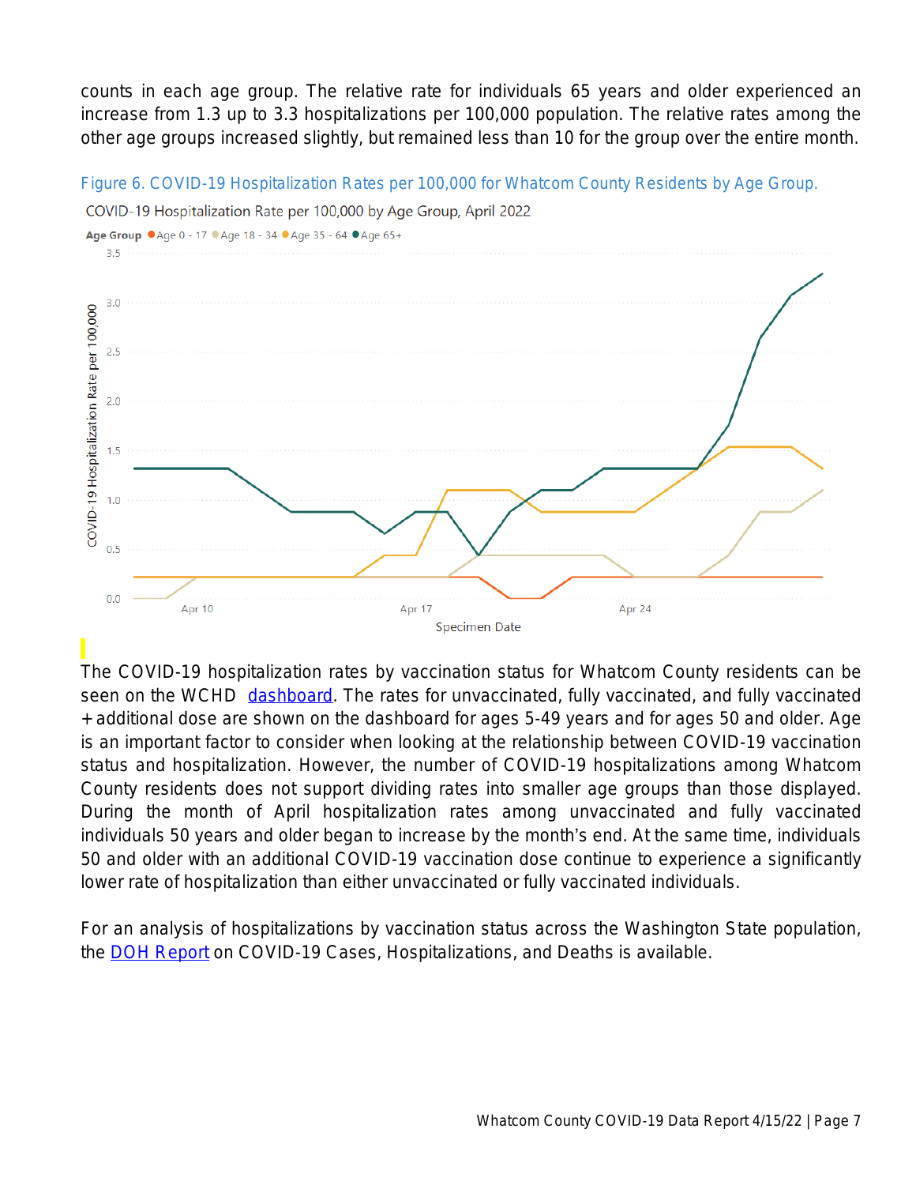counts in each age group. The relative rate for individuals 65 years and older experienced an increase from 1.3 up to 3.3 hospitalizations per 100,000 population. The relative rates among the other age groups increased slightly, but remained less than 10 for the group over the entire month.

Figure 6. COVID-19 Hospitalization Rates per 100,000 for Whatcom County Residents by Age Group.

The COVID-19 hospitalization rates by vaccination status for Whatcom County residents can be seen on the WCHD [dashboard](). The rates for unvaccinated, fully vaccinated, and fully vaccinated + additional dose are shown on the dashboard for ages 5-49 years and for ages 50 and older. Age is an important factor to consider when looking at the relationship between COVID-19 vaccination status and hospitalization. However, the number of COVID-19 hospitalizations among Whatcom County residents does not support dividing rates into smaller age groups than those displayed. During the month of April hospitalization rates among unvaccinated and fully vaccinated individuals 50 years and older began to increase by the month's end. At the same time, individuals 50 and older with an additional COVID-19 vaccination dose continue to experience a significantly lower rate of hospitalization than either unvaccinated or fully vaccinated individuals.

For an analysis of hospitalizations by vaccination status across the Washington State population, the [DOH Report]() on COVID-19 Cases, Hospitalizations, and Deaths is available.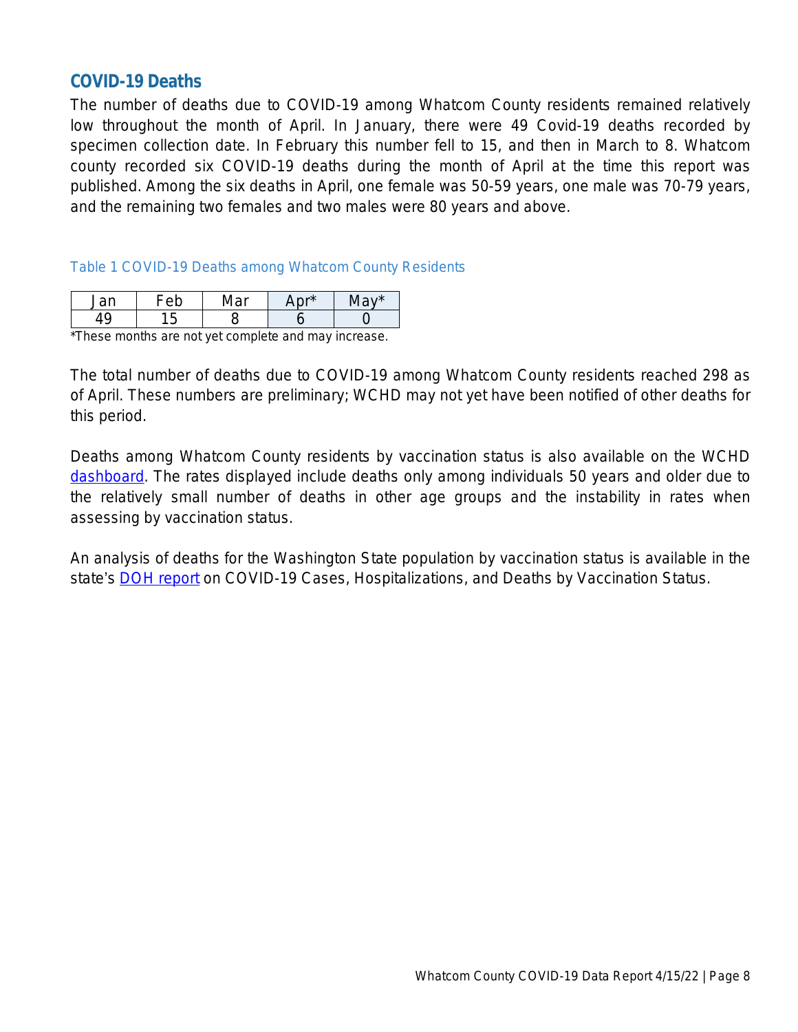## COVID-19 Deaths

The number of deaths due to COVID-19 among Whatcom County residents remained relatively low throughout the month of April. In January, there were 49 Covid-19 deaths recorded by specimen collection date. In February this number fell to 15, and then in March to 8. Whatcom county recorded six COVID-19 deaths during the month of April at the time this report was published. Among the six deaths in April, one female was 50-59 years, one male was 70-79 years, and the remaining two females and two males were 80 years and above.

Table 1 COVID-19 Deaths among Whatcom County Residents

| Jan | Feb | Mar | Apr* | May* |
|---|---|---|---|---|
| 49 | 15 | 8 | 6 | 0 |

*These months are not yet complete and may increase.

The total number of deaths due to COVID-19 among Whatcom County residents reached 298 as of April. These numbers are preliminary; WCHD may not yet have been notified of other deaths for this period.

Deaths among Whatcom County residents by vaccination status is also available on the WCHD dashboard. The rates displayed include deaths only among individuals 50 years and older due to the relatively small number of deaths in other age groups and the instability in rates when assessing by vaccination status.

An analysis of deaths for the Washington State population by vaccination status is available in the state's DOH report on COVID-19 Cases, Hospitalizations, and Deaths by Vaccination Status.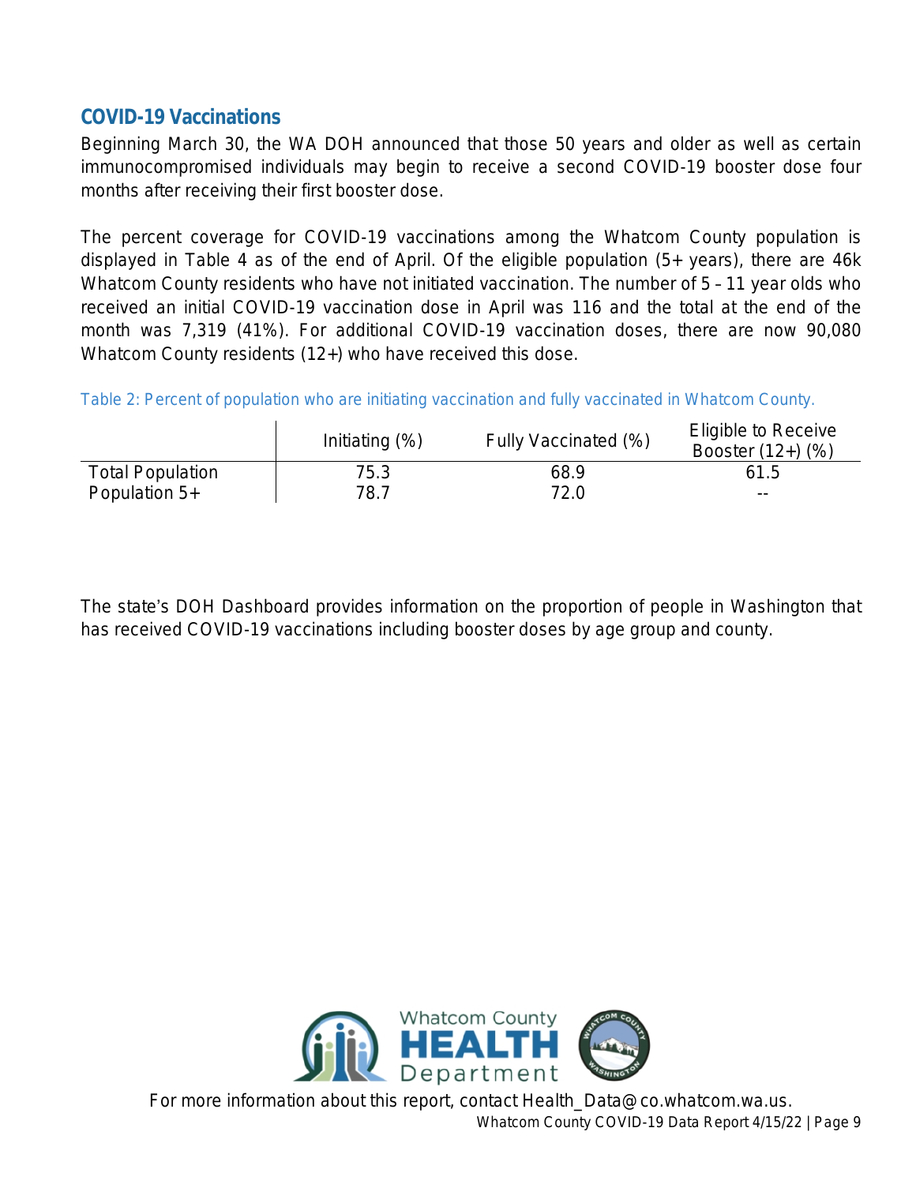## COVID-19 Vaccinations

Beginning March 30, the WA DOH announced that those 50 years and older as well as certain immunocompromised individuals may begin to receive a second COVID-19 booster dose four months after receiving their first booster dose.

The percent coverage for COVID-19 vaccinations among the Whatcom County population is displayed in Table 4 as of the end of April. Of the eligible population (5+ years), there are 46k Whatcom County residents who have not initiated vaccination. The number of 5 – 11 year olds who received an initial COVID-19 vaccination dose in April was 116 and the total at the end of the month was 7,319 (41%). For additional COVID-19 vaccination doses, there are now 90,080 Whatcom County residents (12+) who have received this dose.

Table 2: Percent of population who are initiating vaccination and fully vaccinated in Whatcom County.

| | Initiating (%) | Fully Vaccinated (%) | Eligible to Receive Booster (12+) (%) |
|---|---|---|---|
| Total Population | 75.3 | 68.9 | 61.5 |
| Population 5+ | 78.7 | 72.0 | -- |

The state's DOH Dashboard provides information on the proportion of people in Washington that has received COVID-19 vaccinations including booster doses by age group and county.

For more information about this report, contact Health_Data@co.whatcom.wa.us.